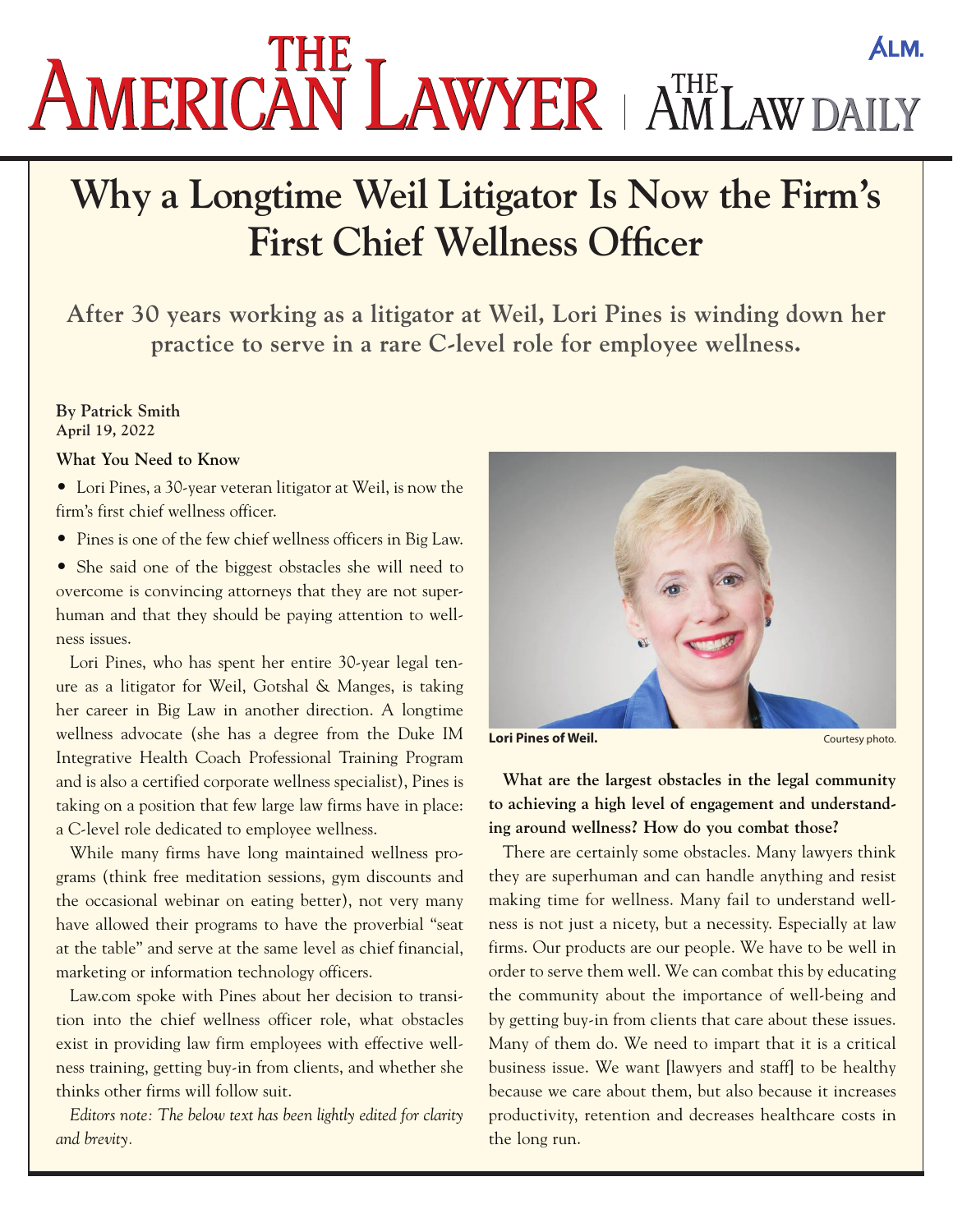# Why a Longtime Weil Litigator Is Now the Firm's First Chief Wellness Officer

**After 30 years working as a litigator at Weil, Lori Pines is winding down her practice to serve in a rare C-level role for employee wellness.**

**By Patrick Smith**
**April 19, 2022**

**What You Need to Know**

- Lori Pines, a 30-year veteran litigator at Weil, is now the firm's first chief wellness officer.
- Pines is one of the few chief wellness officers in Big Law.
- She said one of the biggest obstacles she will need to overcome is convincing attorneys that they are not superhuman and that they should be paying attention to wellness issues.

Lori Pines, who has spent her entire 30-year legal tenure as a litigator for Weil, Gotshal & Manges, is taking her career in Big Law in another direction. A longtime wellness advocate (she has a degree from the Duke IM Integrative Health Coach Professional Training Program and is also a certified corporate wellness specialist), Pines is taking on a position that few large law firms have in place: a C-level role dedicated to employee wellness.

While many firms have long maintained wellness programs (think free meditation sessions, gym discounts and the occasional webinar on eating better), not very many have allowed their programs to have the proverbial "seat at the table" and serve at the same level as chief financial, marketing or information technology officers.

Law.com spoke with Pines about her decision to transition into the chief wellness officer role, what obstacles exist in providing law firm employees with effective wellness training, getting buy-in from clients, and whether she thinks other firms will follow suit.

*Editors note: The below text has been lightly edited for clarity and brevity.*

**Lori Pines of Weil.** Courtesy photo.

**What are the largest obstacles in the legal community to achieving a high level of engagement and understanding around wellness? How do you combat those?**

There are certainly some obstacles. Many lawyers think they are superhuman and can handle anything and resist making time for wellness. Many fail to understand wellness is not just a nicety, but a necessity. Especially at law firms. Our products are our people. We have to be well in order to serve them well. We can combat this by educating the community about the importance of well-being and by getting buy-in from clients that care about these issues. Many of them do. We need to impart that it is a critical business issue. We want [lawyers and staff] to be healthy because we care about them, but also because it increases productivity, retention and decreases healthcare costs in the long run.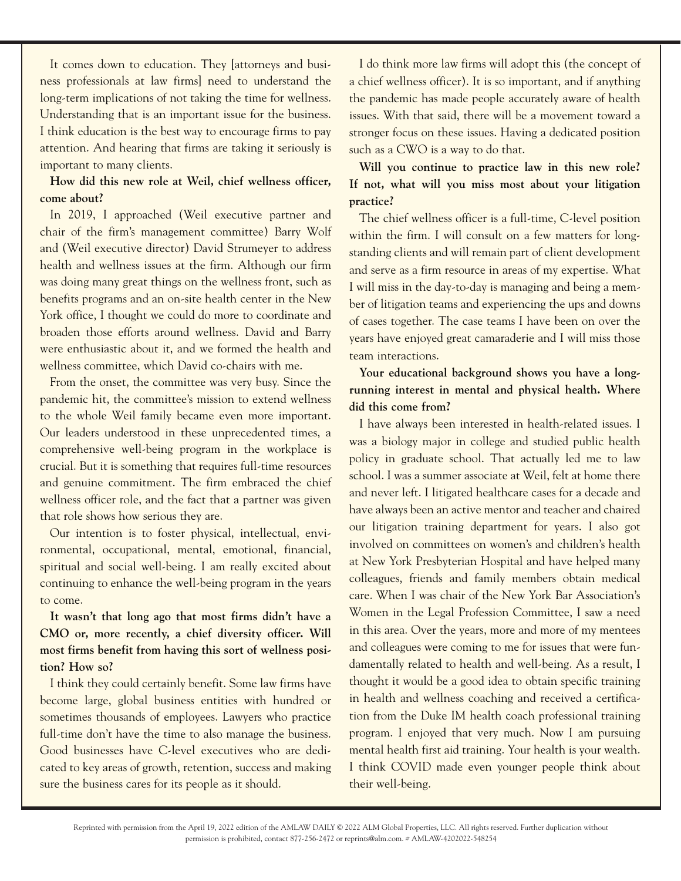It comes down to education. They [attorneys and business professionals at law firms] need to understand the long-term implications of not taking the time for wellness. Understanding that is an important issue for the business. I think education is the best way to encourage firms to pay attention. And hearing that firms are taking it seriously is important to many clients.

**How did this new role at Weil, chief wellness officer, come about?**

In 2019, I approached (Weil executive partner and chair of the firm's management committee) Barry Wolf and (Weil executive director) David Strumeyer to address health and wellness issues at the firm. Although our firm was doing many great things on the wellness front, such as benefits programs and an on-site health center in the New York office, I thought we could do more to coordinate and broaden those efforts around wellness. David and Barry were enthusiastic about it, and we formed the health and wellness committee, which David co-chairs with me.

From the onset, the committee was very busy. Since the pandemic hit, the committee's mission to extend wellness to the whole Weil family became even more important. Our leaders understood in these unprecedented times, a comprehensive well-being program in the workplace is crucial. But it is something that requires full-time resources and genuine commitment. The firm embraced the chief wellness officer role, and the fact that a partner was given that role shows how serious they are.

Our intention is to foster physical, intellectual, environmental, occupational, mental, emotional, financial, spiritual and social well-being. I am really excited about continuing to enhance the well-being program in the years to come.

**It wasn't that long ago that most firms didn't have a CMO or, more recently, a chief diversity officer. Will most firms benefit from having this sort of wellness position? How so?**

I think they could certainly benefit. Some law firms have become large, global business entities with hundred or sometimes thousands of employees. Lawyers who practice full-time don't have the time to also manage the business. Good businesses have C-level executives who are dedicated to key areas of growth, retention, success and making sure the business cares for its people as it should.

I do think more law firms will adopt this (the concept of a chief wellness officer). It is so important, and if anything the pandemic has made people accurately aware of health issues. With that said, there will be a movement toward a stronger focus on these issues. Having a dedicated position such as a CWO is a way to do that.

**Will you continue to practice law in this new role? If not, what will you miss most about your litigation practice?**

The chief wellness officer is a full-time, C-level position within the firm. I will consult on a few matters for long-standing clients and will remain part of client development and serve as a firm resource in areas of my expertise. What I will miss in the day-to-day is managing and being a member of litigation teams and experiencing the ups and downs of cases together. The case teams I have been on over the years have enjoyed great camaraderie and I will miss those team interactions.

**Your educational background shows you have a long-running interest in mental and physical health. Where did this come from?**

I have always been interested in health-related issues. I was a biology major in college and studied public health policy in graduate school. That actually led me to law school. I was a summer associate at Weil, felt at home there and never left. I litigated healthcare cases for a decade and have always been an active mentor and teacher and chaired our litigation training department for years. I also got involved on committees on women's and children's health at New York Presbyterian Hospital and have helped many colleagues, friends and family members obtain medical care. When I was chair of the New York Bar Association's Women in the Legal Profession Committee, I saw a need in this area. Over the years, more and more of my mentees and colleagues were coming to me for issues that were fundamentally related to health and well-being. As a result, I thought it would be a good idea to obtain specific training in health and wellness coaching and received a certification from the Duke IM health coach professional training program. I enjoyed that very much. Now I am pursuing mental health first aid training. Your health is your wealth. I think COVID made even younger people think about their well-being.

Reprinted with permission from the April 19, 2022 edition of the AMLAW DAILY © 2022 ALM Global Properties, LLC. All rights reserved. Further duplication without permission is prohibited, contact 877-256-2472 or reprints@alm.com. # AMLAW-4202022-548254